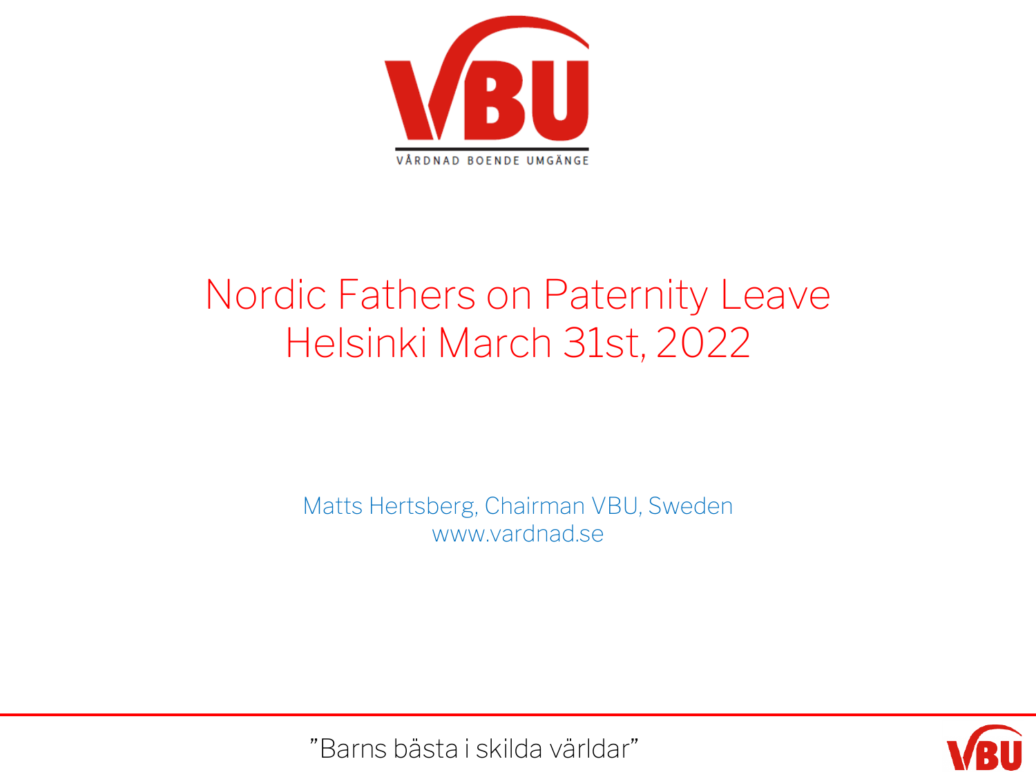VÅRDNAD BOENDE UMGÄNGE

# Nordic Fathers on Paternity Leave
# Helsinki March 31st, 2022

Matts Hertsberg, Chairman VBU, Sweden
www.vardnad.se

”Barns bästa i skilda världar”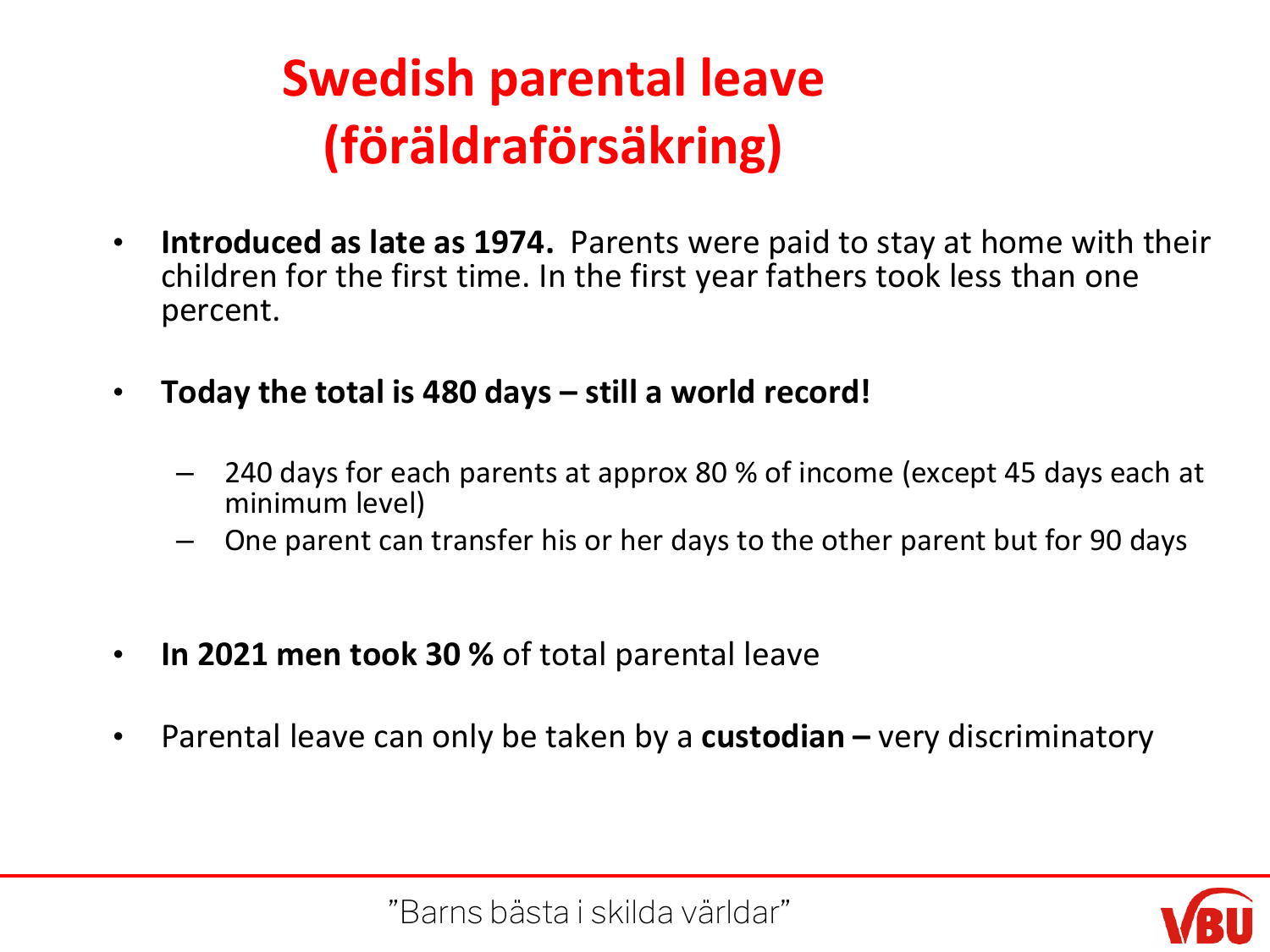# Swedish parental leave (föräldraförsäkring)

- **Introduced as late as 1974.** Parents were paid to stay at home with their children for the first time. In the first year fathers took less than one percent.
- **Today the total is 480 days – still a world record!**
  - 240 days for each parents at approx 80 % of income (except 45 days each at minimum level)
  - One parent can transfer his or her days to the other parent but for 90 days
- **In 2021 men took 30 %** of total parental leave
- Parental leave can only be taken by a **custodian –** very discriminatory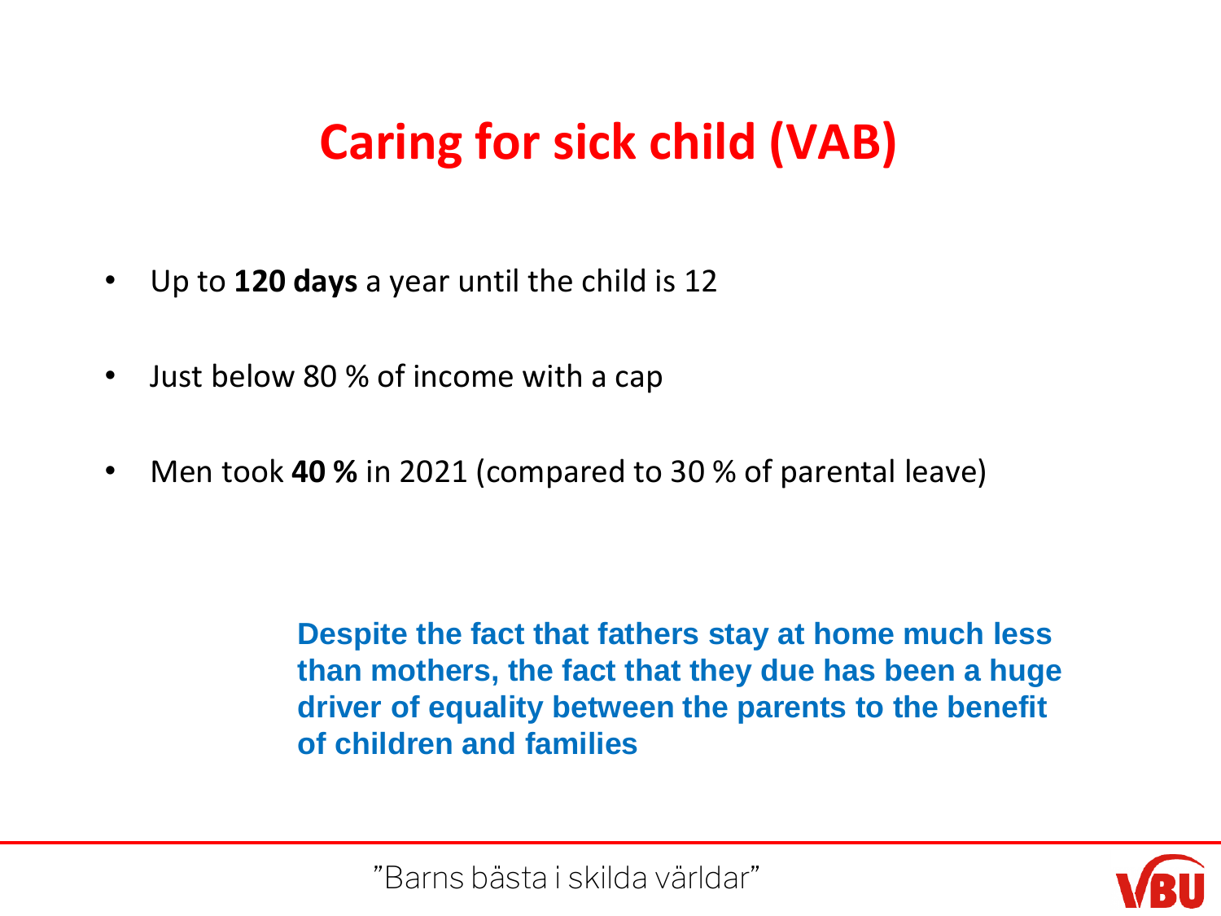# Caring for sick child (VAB)

- Up to **120 days** a year until the child is 12
- Just below 80 % of income with a cap
- Men took **40 %** in 2021 (compared to 30 % of parental leave)

**Despite the fact that fathers stay at home much less than mothers, the fact that they due has been a huge driver of equality between the parents to the benefit of children and families**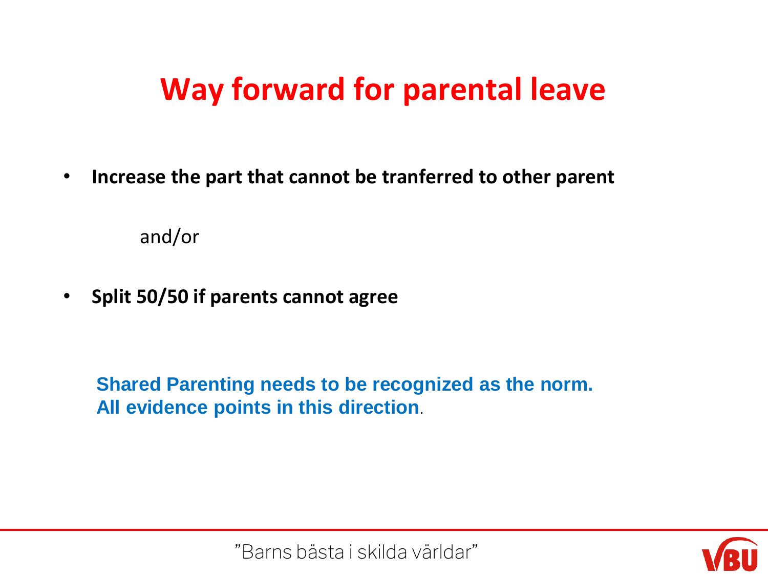# Way forward for parental leave

- **Increase the part that cannot be tranferred to other parent**

  and/or

- **Split 50/50 if parents cannot agree**

**Shared Parenting needs to be recognized as the norm.**
**All evidence points in this direction**.

”Barns bästa i skilda världar”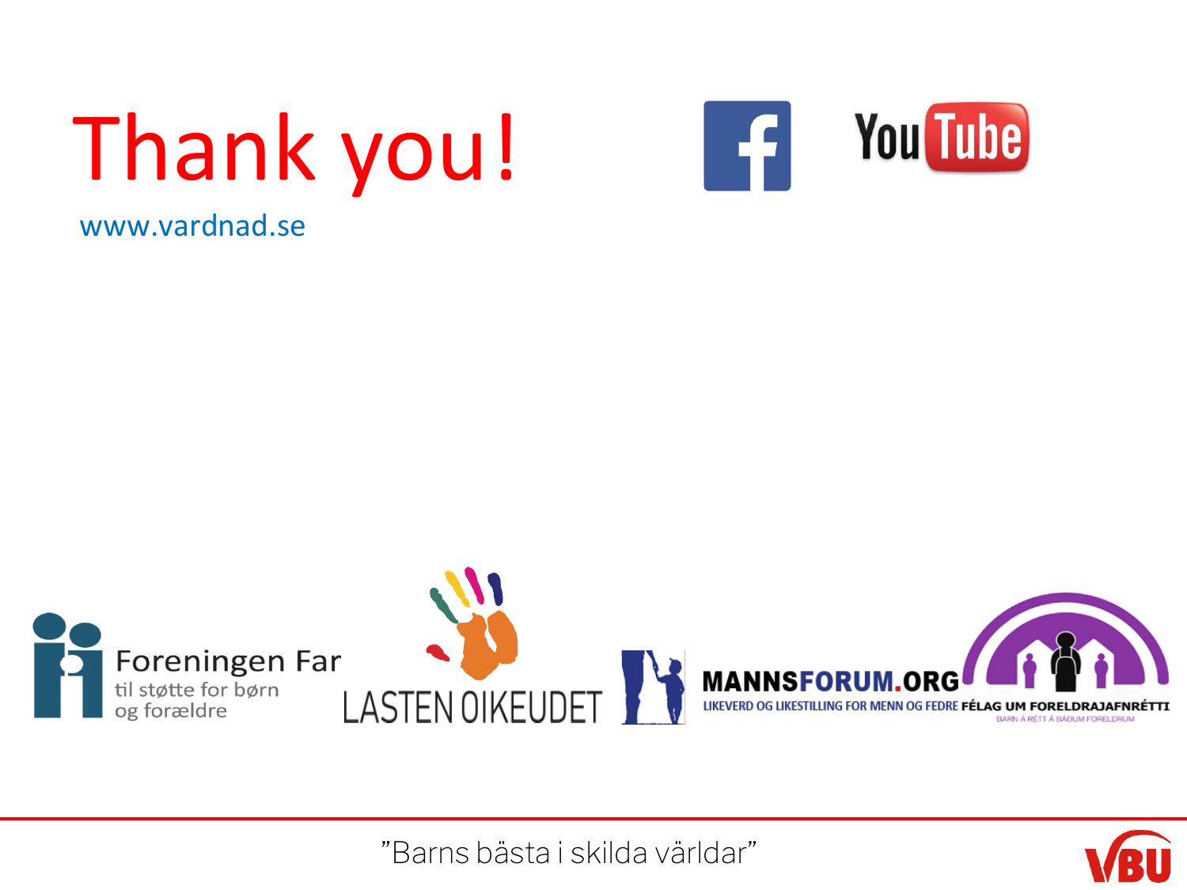# Thank you!

www.vardnad.se

You Tube

Foreningen Far
til støtte for børn
og forældre

LASTEN OIKEUDET

MANNSFORUM.ORG
LIKEVERD OG LIKESTILLING FOR MENN OG FEDRE

FÉLAG UM FORELDRAJAFNRÉTTI
BARN Á RÉTT Á BÁÐUM FORELDRUM

”Barns bästa i skilda världar”

VBU